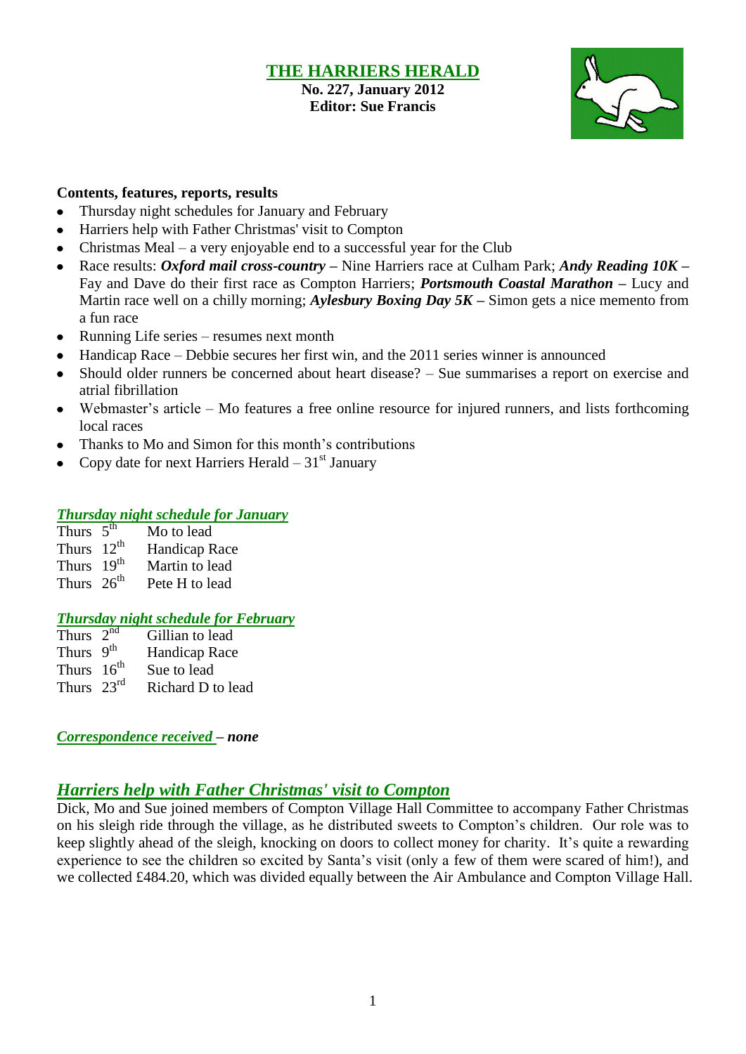# THE HARRIERS HERALD

**No. 227, January 2012**
**Editor: Sue Francis**

**Contents, features, reports, results**

- Thursday night schedules for January and February
- Harriers help with Father Christmas' visit to Compton
- Christmas Meal – a very enjoyable end to a successful year for the Club
- Race results: ***Oxford mail cross-country*** **–** Nine Harriers race at Culham Park; ***Andy Reading 10K*** **–** Fay and Dave do their first race as Compton Harriers; ***Portsmouth Coastal Marathon*** **–** Lucy and Martin race well on a chilly morning; ***Aylesbury Boxing Day 5K*** **–** Simon gets a nice memento from a fun race
- Running Life series – resumes next month
- Handicap Race – Debbie secures her first win, and the 2011 series winner is announced
- Should older runners be concerned about heart disease? – Sue summarises a report on exercise and atrial fibrillation
- Webmaster's article – Mo features a free online resource for injured runners, and lists forthcoming local races
- Thanks to Mo and Simon for this month's contributions
- Copy date for next Harriers Herald – 31st January

### *Thursday night schedule for January*

| | |
|---|---|
| Thurs 5th | Mo to lead |
| Thurs 12th | Handicap Race |
| Thurs 19th | Martin to lead |
| Thurs 26th | Pete H to lead |

### *Thursday night schedule for February*

| | |
|---|---|
| Thurs 2nd | Gillian to lead |
| Thurs 9th | Handicap Race |
| Thurs 16th | Sue to lead |
| Thurs 23rd | Richard D to lead |

### *Correspondence received* *– none*

## *Harriers help with Father Christmas' visit to Compton*

Dick, Mo and Sue joined members of Compton Village Hall Committee to accompany Father Christmas on his sleigh ride through the village, as he distributed sweets to Compton's children. Our role was to keep slightly ahead of the sleigh, knocking on doors to collect money for charity. It's quite a rewarding experience to see the children so excited by Santa's visit (only a few of them were scared of him!), and we collected £484.20, which was divided equally between the Air Ambulance and Compton Village Hall.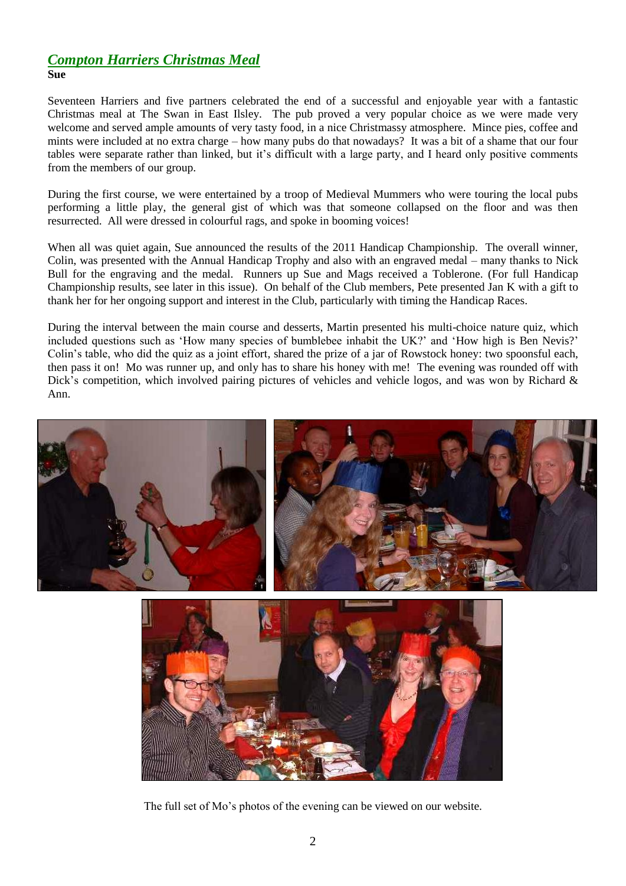## *Compton Harriers Christmas Meal*

**Sue**

Seventeen Harriers and five partners celebrated the end of a successful and enjoyable year with a fantastic Christmas meal at The Swan in East Ilsley. The pub proved a very popular choice as we were made very welcome and served ample amounts of very tasty food, in a nice Christmassy atmosphere. Mince pies, coffee and mints were included at no extra charge – how many pubs do that nowadays? It was a bit of a shame that our four tables were separate rather than linked, but it's difficult with a large party, and I heard only positive comments from the members of our group.

During the first course, we were entertained by a troop of Medieval Mummers who were touring the local pubs performing a little play, the general gist of which was that someone collapsed on the floor and was then resurrected. All were dressed in colourful rags, and spoke in booming voices!

When all was quiet again, Sue announced the results of the 2011 Handicap Championship. The overall winner, Colin, was presented with the Annual Handicap Trophy and also with an engraved medal – many thanks to Nick Bull for the engraving and the medal. Runners up Sue and Mags received a Toblerone. (For full Handicap Championship results, see later in this issue). On behalf of the Club members, Pete presented Jan K with a gift to thank her for her ongoing support and interest in the Club, particularly with timing the Handicap Races.

During the interval between the main course and desserts, Martin presented his multi-choice nature quiz, which included questions such as 'How many species of bumblebee inhabit the UK?' and 'How high is Ben Nevis?' Colin's table, who did the quiz as a joint effort, shared the prize of a jar of Rowstock honey: two spoonsful each, then pass it on! Mo was runner up, and only has to share his honey with me! The evening was rounded off with Dick's competition, which involved pairing pictures of vehicles and vehicle logos, and was won by Richard & Ann.

The full set of Mo's photos of the evening can be viewed on our website.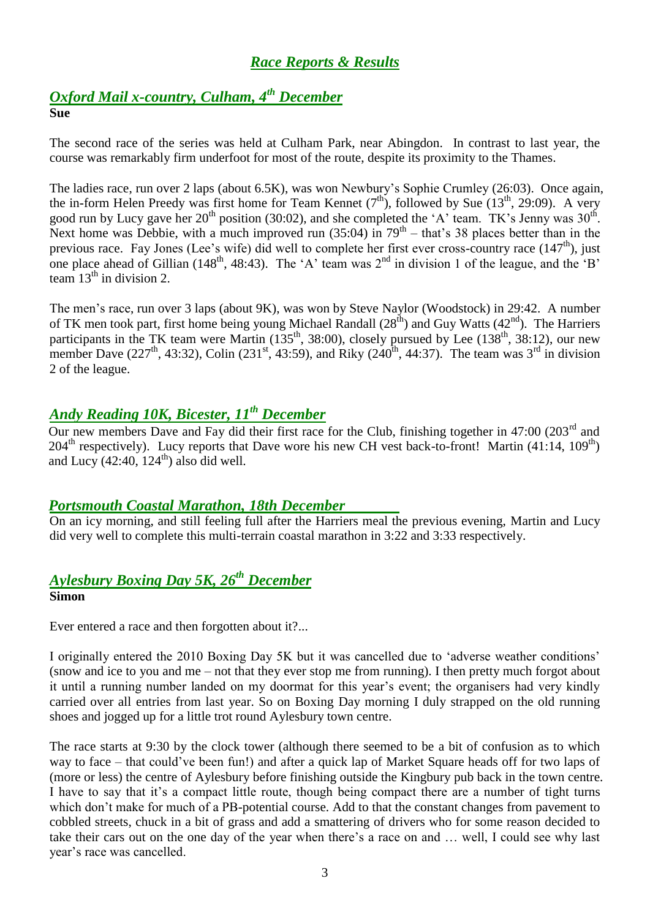## *Race Reports & Results*

### *Oxford Mail x-country, Culham, 4th December*

**Sue**

The second race of the series was held at Culham Park, near Abingdon. In contrast to last year, the course was remarkably firm underfoot for most of the route, despite its proximity to the Thames.

The ladies race, run over 2 laps (about 6.5K), was won Newbury's Sophie Crumley (26:03). Once again, the in-form Helen Preedy was first home for Team Kennet (7th), followed by Sue (13th, 29:09). A very good run by Lucy gave her 20th position (30:02), and she completed the 'A' team. TK's Jenny was 30th. Next home was Debbie, with a much improved run (35:04) in 79th – that's 38 places better than in the previous race. Fay Jones (Lee's wife) did well to complete her first ever cross-country race (147th), just one place ahead of Gillian (148th, 48:43). The 'A' team was 2nd in division 1 of the league, and the 'B' team 13th in division 2.

The men's race, run over 3 laps (about 9K), was won by Steve Naylor (Woodstock) in 29:42. A number of TK men took part, first home being young Michael Randall (28th) and Guy Watts (42nd). The Harriers participants in the TK team were Martin (135th, 38:00), closely pursued by Lee (138th, 38:12), our new member Dave (227th, 43:32), Colin (231st, 43:59), and Riky (240th, 44:37). The team was 3rd in division 2 of the league.

### *Andy Reading 10K, Bicester, 11th December*

Our new members Dave and Fay did their first race for the Club, finishing together in 47:00 (203rd and 204th respectively). Lucy reports that Dave wore his new CH vest back-to-front! Martin (41:14, 109th) and Lucy (42:40, 124th) also did well.

### *Portsmouth Coastal Marathon, 18th December*

On an icy morning, and still feeling full after the Harriers meal the previous evening, Martin and Lucy did very well to complete this multi-terrain coastal marathon in 3:22 and 3:33 respectively.

### *Aylesbury Boxing Day 5K, 26th December*

**Simon**

Ever entered a race and then forgotten about it?...

I originally entered the 2010 Boxing Day 5K but it was cancelled due to 'adverse weather conditions' (snow and ice to you and me – not that they ever stop me from running). I then pretty much forgot about it until a running number landed on my doormat for this year's event; the organisers had very kindly carried over all entries from last year. So on Boxing Day morning I duly strapped on the old running shoes and jogged up for a little trot round Aylesbury town centre.

The race starts at 9:30 by the clock tower (although there seemed to be a bit of confusion as to which way to face – that could've been fun!) and after a quick lap of Market Square heads off for two laps of (more or less) the centre of Aylesbury before finishing outside the Kingbury pub back in the town centre. I have to say that it's a compact little route, though being compact there are a number of tight turns which don't make for much of a PB-potential course. Add to that the constant changes from pavement to cobbled streets, chuck in a bit of grass and add a smattering of drivers who for some reason decided to take their cars out on the one day of the year when there's a race on and … well, I could see why last year's race was cancelled.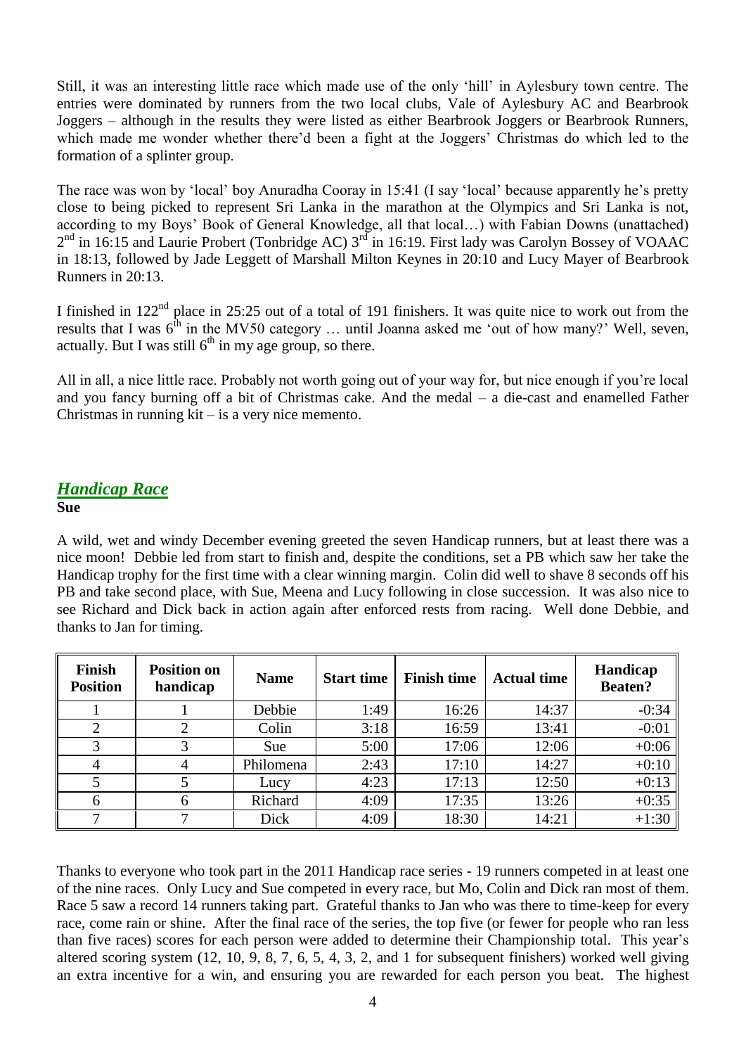Still, it was an interesting little race which made use of the only 'hill' in Aylesbury town centre. The entries were dominated by runners from the two local clubs, Vale of Aylesbury AC and Bearbrook Joggers – although in the results they were listed as either Bearbrook Joggers or Bearbrook Runners, which made me wonder whether there'd been a fight at the Joggers' Christmas do which led to the formation of a splinter group.

The race was won by 'local' boy Anuradha Cooray in 15:41 (I say 'local' because apparently he's pretty close to being picked to represent Sri Lanka in the marathon at the Olympics and Sri Lanka is not, according to my Boys' Book of General Knowledge, all that local…) with Fabian Downs (unattached) 2nd in 16:15 and Laurie Probert (Tonbridge AC) 3rd in 16:19. First lady was Carolyn Bossey of VOAAC in 18:13, followed by Jade Leggett of Marshall Milton Keynes in 20:10 and Lucy Mayer of Bearbrook Runners in 20:13.

I finished in 122nd place in 25:25 out of a total of 191 finishers. It was quite nice to work out from the results that I was 6th in the MV50 category … until Joanna asked me 'out of how many?' Well, seven, actually. But I was still 6th in my age group, so there.

All in all, a nice little race. Probably not worth going out of your way for, but nice enough if you're local and you fancy burning off a bit of Christmas cake. And the medal – a die-cast and enamelled Father Christmas in running kit – is a very nice memento.

## *Handicap Race*

**Sue**

A wild, wet and windy December evening greeted the seven Handicap runners, but at least there was a nice moon! Debbie led from start to finish and, despite the conditions, set a PB which saw her take the Handicap trophy for the first time with a clear winning margin. Colin did well to shave 8 seconds off his PB and take second place, with Sue, Meena and Lucy following in close succession. It was also nice to see Richard and Dick back in action again after enforced rests from racing. Well done Debbie, and thanks to Jan for timing.

| Finish Position | Position on handicap | Name | Start time | Finish time | Actual time | Handicap Beaten? |
|---|---|---|---|---|---|---|
| 1 | 1 | Debbie | 1:49 | 16:26 | 14:37 | -0:34 |
| 2 | 2 | Colin | 3:18 | 16:59 | 13:41 | -0:01 |
| 3 | 3 | Sue | 5:00 | 17:06 | 12:06 | +0:06 |
| 4 | 4 | Philomena | 2:43 | 17:10 | 14:27 | +0:10 |
| 5 | 5 | Lucy | 4:23 | 17:13 | 12:50 | +0:13 |
| 6 | 6 | Richard | 4:09 | 17:35 | 13:26 | +0:35 |
| 7 | 7 | Dick | 4:09 | 18:30 | 14:21 | +1:30 |

Thanks to everyone who took part in the 2011 Handicap race series - 19 runners competed in at least one of the nine races. Only Lucy and Sue competed in every race, but Mo, Colin and Dick ran most of them. Race 5 saw a record 14 runners taking part. Grateful thanks to Jan who was there to time-keep for every race, come rain or shine. After the final race of the series, the top five (or fewer for people who ran less than five races) scores for each person were added to determine their Championship total. This year's altered scoring system (12, 10, 9, 8, 7, 6, 5, 4, 3, 2, and 1 for subsequent finishers) worked well giving an extra incentive for a win, and ensuring you are rewarded for each person you beat. The highest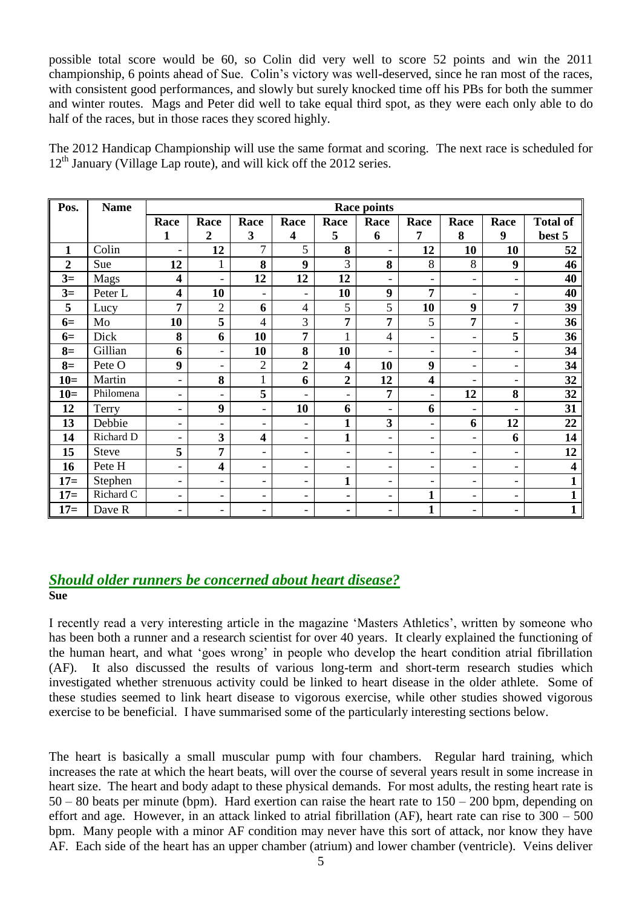possible total score would be 60, so Colin did very well to score 52 points and win the 2011 championship, 6 points ahead of Sue. Colin's victory was well-deserved, since he ran most of the races, with consistent good performances, and slowly but surely knocked time off his PBs for both the summer and winter routes. Mags and Peter did well to take equal third spot, as they were each only able to do half of the races, but in those races they scored highly.

The 2012 Handicap Championship will use the same format and scoring. The next race is scheduled for 12th January (Village Lap route), and will kick off the 2012 series.

| Pos. | Name | Race points | | | | | | | | | |
|---|---|---|---|---|---|---|---|---|---|---|---|
| | | Race 1 | Race 2 | Race 3 | Race 4 | Race 5 | Race 6 | Race 7 | Race 8 | Race 9 | Total of best 5 |
| **1** | Colin | - | **12** | 7 | 5 | **8** | - | **12** | **10** | **10** | **52** |
| **2** | Sue | **12** | 1 | **8** | **9** | 3 | **8** | 8 | 8 | **9** | **46** |
| **3=** | Mags | **4** | - | **12** | **12** | **12** | - | - | - | - | **40** |
| **3=** | Peter L | **4** | **10** | - | - | **10** | **9** | **7** | - | - | **40** |
| **5** | Lucy | **7** | 2 | **6** | 4 | 5 | 5 | **10** | **9** | **7** | **39** |
| **6=** | Mo | **10** | **5** | 4 | 3 | **7** | **7** | 5 | **7** | - | **36** |
| **6=** | Dick | **8** | **6** | **10** | **7** | 1 | 4 | - | - | **5** | **36** |
| **8=** | Gillian | **6** | - | **10** | **8** | **10** | - | - | - | - | **34** |
| **8=** | Pete O | **9** | - | 2 | **2** | **4** | **10** | **9** | - | - | **34** |
| **10=** | Martin | - | **8** | 1 | **6** | **2** | **12** | **4** | - | - | **32** |
| **10=** | Philomena | - | - | **5** | - | - | **7** | - | **12** | **8** | **32** |
| **12** | Terry | - | **9** | - | **10** | **6** | - | **6** | - | - | **31** |
| **13** | Debbie | - | - | - | - | **1** | **3** | - | **6** | **12** | **22** |
| **14** | Richard D | - | **3** | **4** | - | **1** | - | - | - | **6** | **14** |
| **15** | Steve | **5** | **7** | - | - | - | - | - | - | - | **12** |
| **16** | Pete H | - | **4** | - | - | - | - | - | - | - | **4** |
| **17=** | Stephen | - | - | - | - | **1** | - | - | - | - | **1** |
| **17=** | Richard C | - | - | - | - | - | - | **1** | - | - | **1** |
| **17=** | Dave R | - | - | - | - | - | - | **1** | - | - | **1** |

## *Should older runners be concerned about heart disease?*

**Sue**

I recently read a very interesting article in the magazine 'Masters Athletics', written by someone who has been both a runner and a research scientist for over 40 years. It clearly explained the functioning of the human heart, and what 'goes wrong' in people who develop the heart condition atrial fibrillation (AF). It also discussed the results of various long-term and short-term research studies which investigated whether strenuous activity could be linked to heart disease in the older athlete. Some of these studies seemed to link heart disease to vigorous exercise, while other studies showed vigorous exercise to be beneficial. I have summarised some of the particularly interesting sections below.

The heart is basically a small muscular pump with four chambers. Regular hard training, which increases the rate at which the heart beats, will over the course of several years result in some increase in heart size. The heart and body adapt to these physical demands. For most adults, the resting heart rate is 50 – 80 beats per minute (bpm). Hard exertion can raise the heart rate to 150 – 200 bpm, depending on effort and age. However, in an attack linked to atrial fibrillation (AF), heart rate can rise to 300 – 500 bpm. Many people with a minor AF condition may never have this sort of attack, nor know they have AF. Each side of the heart has an upper chamber (atrium) and lower chamber (ventricle). Veins deliver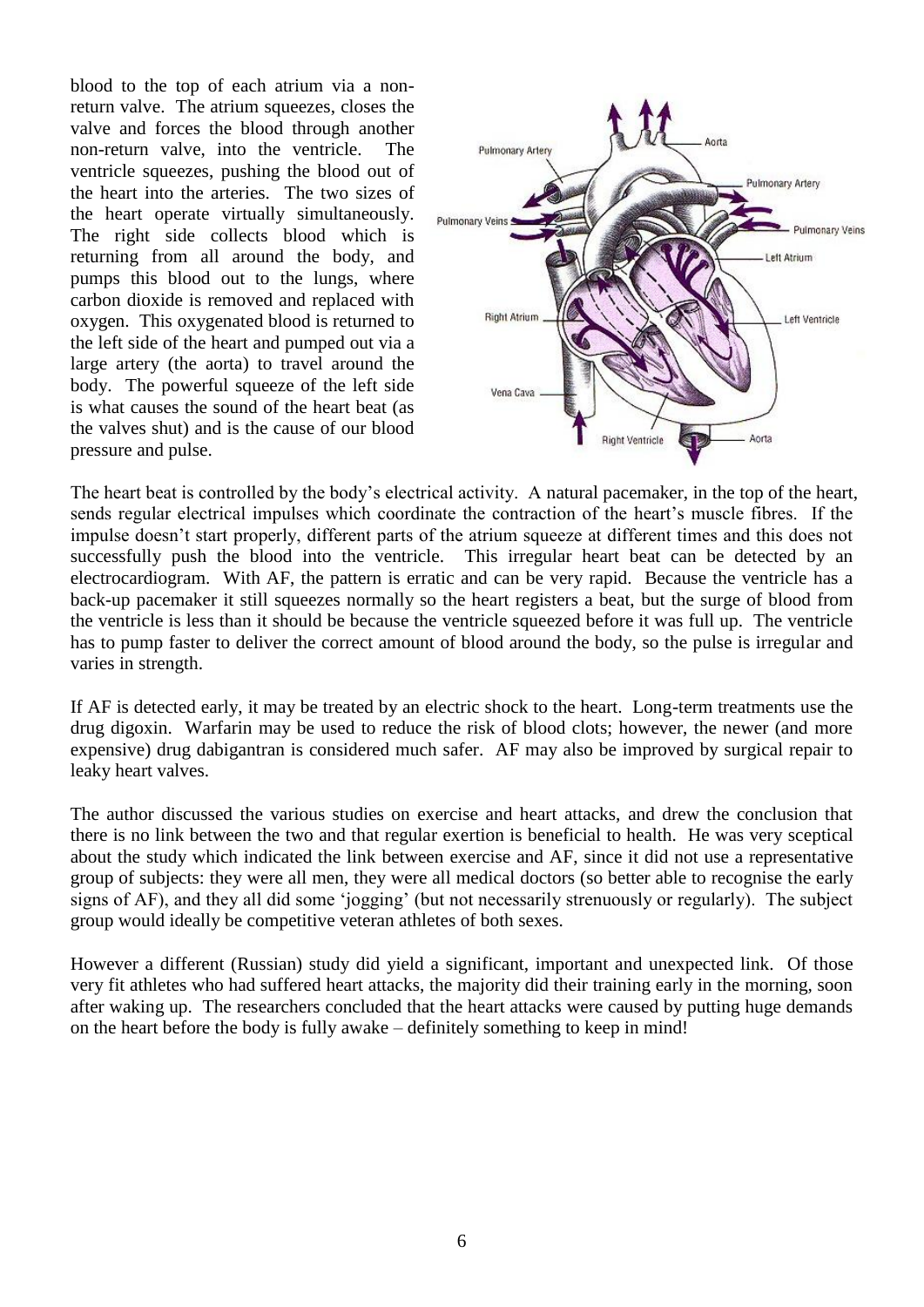blood to the top of each atrium via a non-return valve. The atrium squeezes, closes the valve and forces the blood through another non-return valve, into the ventricle. The ventricle squeezes, pushing the blood out of the heart into the arteries. The two sizes of the heart operate virtually simultaneously. The right side collects blood which is returning from all around the body, and pumps this blood out to the lungs, where carbon dioxide is removed and replaced with oxygen. This oxygenated blood is returned to the left side of the heart and pumped out via a large artery (the aorta) to travel around the body. The powerful squeeze of the left side is what causes the sound of the heart beat (as the valves shut) and is the cause of our blood pressure and pulse.

The heart beat is controlled by the body's electrical activity. A natural pacemaker, in the top of the heart, sends regular electrical impulses which coordinate the contraction of the heart's muscle fibres. If the impulse doesn't start properly, different parts of the atrium squeeze at different times and this does not successfully push the blood into the ventricle. This irregular heart beat can be detected by an electrocardiogram. With AF, the pattern is erratic and can be very rapid. Because the ventricle has a back-up pacemaker it still squeezes normally so the heart registers a beat, but the surge of blood from the ventricle is less than it should be because the ventricle squeezed before it was full up. The ventricle has to pump faster to deliver the correct amount of blood around the body, so the pulse is irregular and varies in strength.

If AF is detected early, it may be treated by an electric shock to the heart. Long-term treatments use the drug digoxin. Warfarin may be used to reduce the risk of blood clots; however, the newer (and more expensive) drug dabigantran is considered much safer. AF may also be improved by surgical repair to leaky heart valves.

The author discussed the various studies on exercise and heart attacks, and drew the conclusion that there is no link between the two and that regular exertion is beneficial to health. He was very sceptical about the study which indicated the link between exercise and AF, since it did not use a representative group of subjects: they were all men, they were all medical doctors (so better able to recognise the early signs of AF), and they all did some 'jogging' (but not necessarily strenuously or regularly). The subject group would ideally be competitive veteran athletes of both sexes.

However a different (Russian) study did yield a significant, important and unexpected link. Of those very fit athletes who had suffered heart attacks, the majority did their training early in the morning, soon after waking up. The researchers concluded that the heart attacks were caused by putting huge demands on the heart before the body is fully awake – definitely something to keep in mind!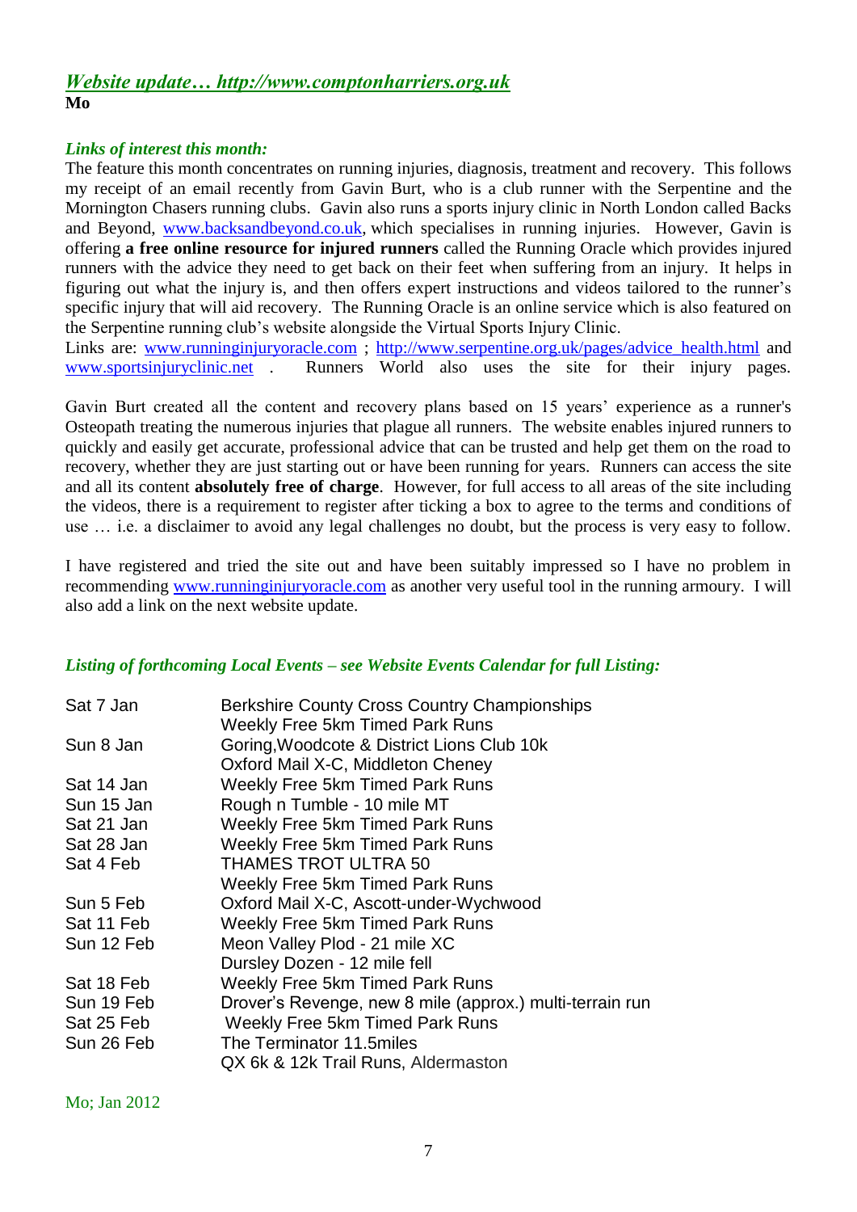## *Website update… http://www.comptonharriers.org.uk*

**Mo**

***Links of interest this month:***

The feature this month concentrates on running injuries, diagnosis, treatment and recovery. This follows my receipt of an email recently from Gavin Burt, who is a club runner with the Serpentine and the Mornington Chasers running clubs. Gavin also runs a sports injury clinic in North London called Backs and Beyond, www.backsandbeyond.co.uk, which specialises in running injuries. However, Gavin is offering **a free online resource for injured runners** called the Running Oracle which provides injured runners with the advice they need to get back on their feet when suffering from an injury. It helps in figuring out what the injury is, and then offers expert instructions and videos tailored to the runner's specific injury that will aid recovery. The Running Oracle is an online service which is also featured on the Serpentine running club's website alongside the Virtual Sports Injury Clinic.

Links are: www.runninginjuryoracle.com ; http://www.serpentine.org.uk/pages/advice_health.html and www.sportsinjuryclinic.net . Runners World also uses the site for their injury pages.

Gavin Burt created all the content and recovery plans based on 15 years' experience as a runner's Osteopath treating the numerous injuries that plague all runners. The website enables injured runners to quickly and easily get accurate, professional advice that can be trusted and help get them on the road to recovery, whether they are just starting out or have been running for years. Runners can access the site and all its content **absolutely free of charge**. However, for full access to all areas of the site including the videos, there is a requirement to register after ticking a box to agree to the terms and conditions of use … i.e. a disclaimer to avoid any legal challenges no doubt, but the process is very easy to follow.

I have registered and tried the site out and have been suitably impressed so I have no problem in recommending www.runninginjuryoracle.com as another very useful tool in the running armoury. I will also add a link on the next website update.

***Listing of forthcoming Local Events – see Website Events Calendar for full Listing:***

| | |
|---|---|
| Sat 7 Jan | Berkshire County Cross Country Championships |
| | Weekly Free 5km Timed Park Runs |
| Sun 8 Jan | Goring,Woodcote & District Lions Club 10k |
| | Oxford Mail X-C, Middleton Cheney |
| Sat 14 Jan | Weekly Free 5km Timed Park Runs |
| Sun 15 Jan | Rough n Tumble - 10 mile MT |
| Sat 21 Jan | Weekly Free 5km Timed Park Runs |
| Sat 28 Jan | Weekly Free 5km Timed Park Runs |
| Sat 4 Feb | THAMES TROT ULTRA 50 |
| | Weekly Free 5km Timed Park Runs |
| Sun 5 Feb | Oxford Mail X-C, Ascott-under-Wychwood |
| Sat 11 Feb | Weekly Free 5km Timed Park Runs |
| Sun 12 Feb | Meon Valley Plod - 21 mile XC |
| | Dursley Dozen - 12 mile fell |
| Sat 18 Feb | Weekly Free 5km Timed Park Runs |
| Sun 19 Feb | Drover's Revenge, new 8 mile (approx.) multi-terrain run |
| Sat 25 Feb | Weekly Free 5km Timed Park Runs |
| Sun 26 Feb | The Terminator 11.5miles |
| | QX 6k & 12k Trail Runs, Aldermaston |

Mo; Jan 2012